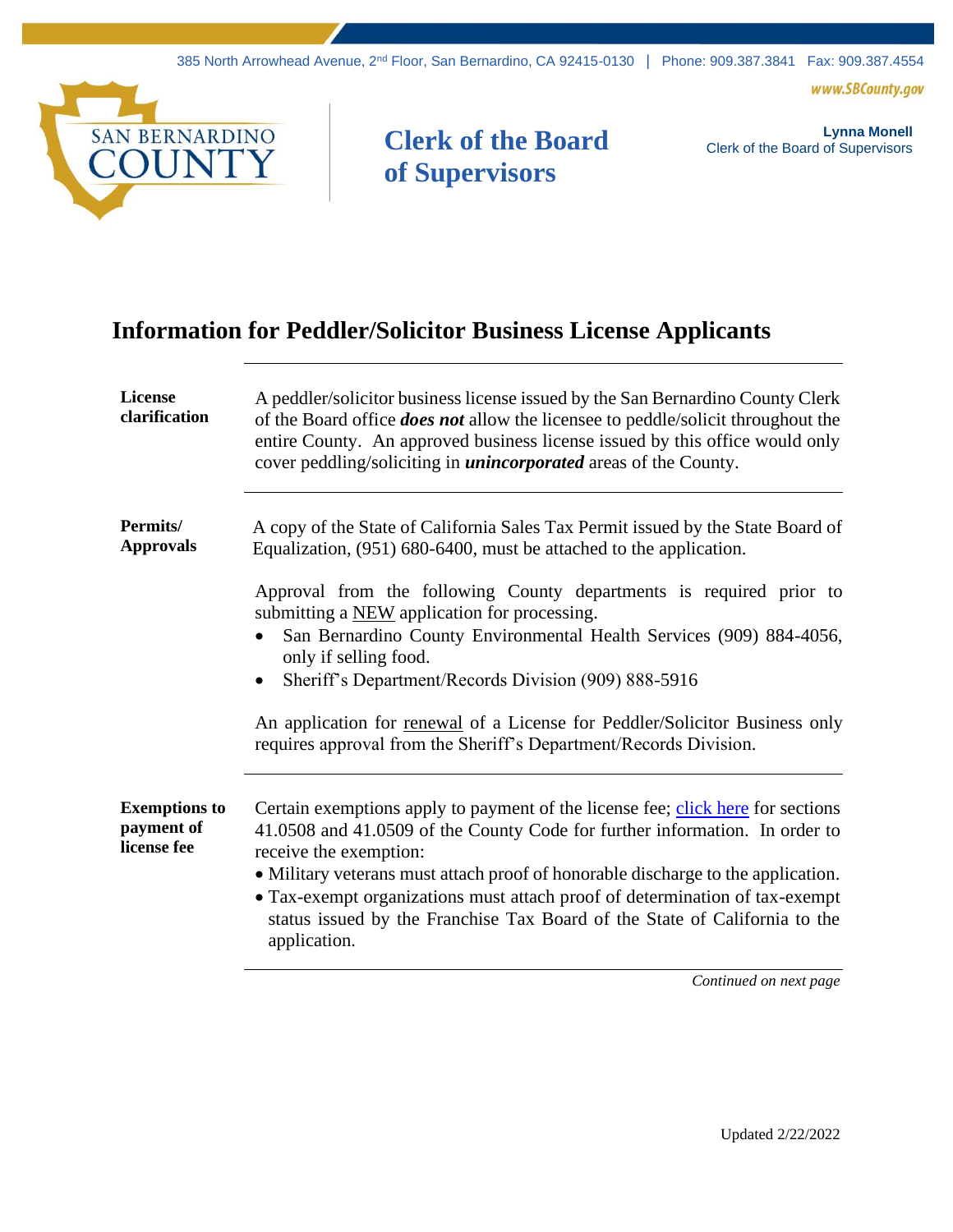385 North Arrowhead Avenue, 2nd Floor, San Bernardino, CA 92415-0130 | Phone: 909.387.3841 Fax: 909.387.4554

www.SBCounty.gov

SAN BERNARDINO COUNTY

**Clerk of the Board of Supervisors**

**Lynna Monell**
Clerk of the Board of Supervisors

# Information for Peddler/Solicitor Business License Applicants

**License clarification**

A peddler/solicitor business license issued by the San Bernardino County Clerk of the Board office ***does not*** allow the licensee to peddle/solicit throughout the entire County. An approved business license issued by this office would only cover peddling/soliciting in ***unincorporated*** areas of the County.

**Permits/ Approvals**

A copy of the State of California Sales Tax Permit issued by the State Board of Equalization, (951) 680-6400, must be attached to the application.

Approval from the following County departments is required prior to submitting a NEW application for processing.

- San Bernardino County Environmental Health Services (909) 884-4056, only if selling food.
- Sheriff's Department/Records Division (909) 888-5916

An application for renewal of a License for Peddler/Solicitor Business only requires approval from the Sheriff's Department/Records Division.

**Exemptions to payment of license fee**

Certain exemptions apply to payment of the license fee; click here for sections 41.0508 and 41.0509 of the County Code for further information. In order to receive the exemption:

- Military veterans must attach proof of honorable discharge to the application.
- Tax-exempt organizations must attach proof of determination of tax-exempt status issued by the Franchise Tax Board of the State of California to the application.

*Continued on next page*

Updated 2/22/2022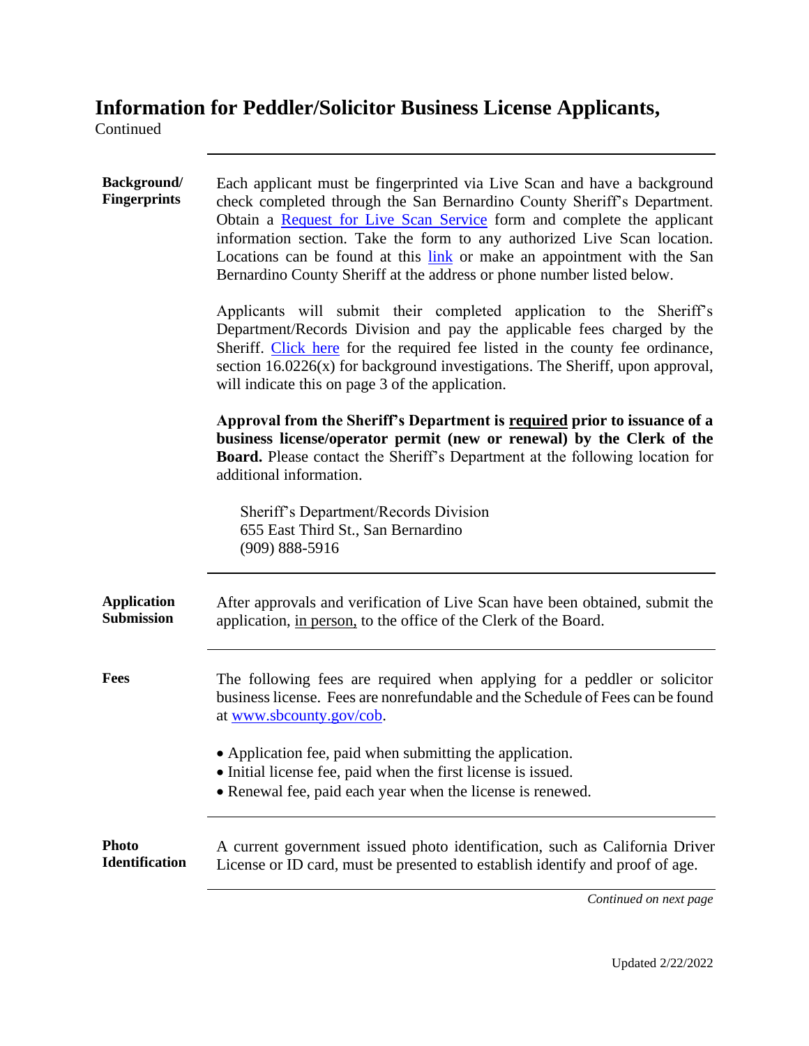# Information for Peddler/Solicitor Business License Applicants,

Continued

**Background/ Fingerprints**

Each applicant must be fingerprinted via Live Scan and have a background check completed through the San Bernardino County Sheriff's Department. Obtain a Request for Live Scan Service form and complete the applicant information section. Take the form to any authorized Live Scan location. Locations can be found at this link or make an appointment with the San Bernardino County Sheriff at the address or phone number listed below.

Applicants will submit their completed application to the Sheriff's Department/Records Division and pay the applicable fees charged by the Sheriff. Click here for the required fee listed in the county fee ordinance, section 16.0226(x) for background investigations. The Sheriff, upon approval, will indicate this on page 3 of the application.

**Approval from the Sheriff's Department is required prior to issuance of a business license/operator permit (new or renewal) by the Clerk of the Board.** Please contact the Sheriff's Department at the following location for additional information.

Sheriff's Department/Records Division
655 East Third St., San Bernardino
(909) 888-5916

**Application Submission**

After approvals and verification of Live Scan have been obtained, submit the application, in person, to the office of the Clerk of the Board.

**Fees**

The following fees are required when applying for a peddler or solicitor business license. Fees are nonrefundable and the Schedule of Fees can be found at www.sbcounty.gov/cob.

- Application fee, paid when submitting the application.
- Initial license fee, paid when the first license is issued.
- Renewal fee, paid each year when the license is renewed.

**Photo Identification**

A current government issued photo identification, such as California Driver License or ID card, must be presented to establish identify and proof of age.

*Continued on next page*

Updated 2/22/2022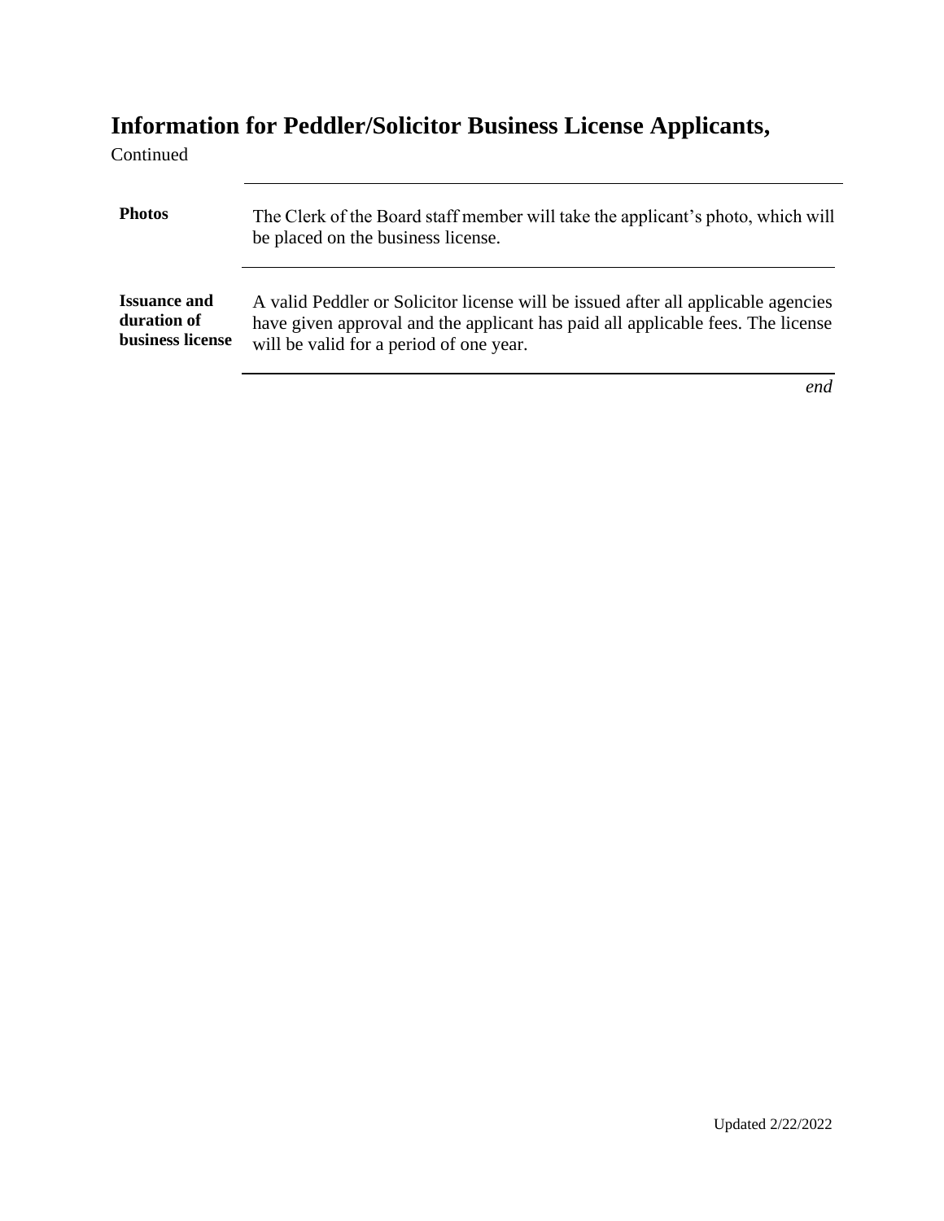# Information for Peddler/Solicitor Business License Applicants,

Continued

| | |
|---|---|
| **Photos** | The Clerk of the Board staff member will take the applicant's photo, which will be placed on the business license. |
| **Issuance and duration of business license** | A valid Peddler or Solicitor license will be issued after all applicable agencies have given approval and the applicant has paid all applicable fees. The license will be valid for a period of one year. |

*end*

Updated 2/22/2022